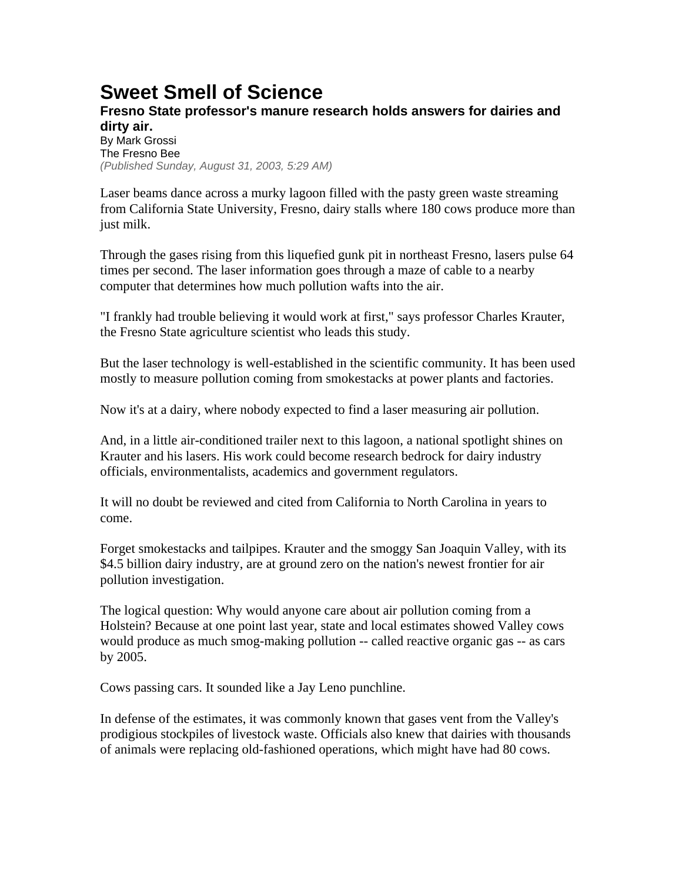# Sweet Smell of Science

### Fresno State professor's manure research holds answers for dairies and dirty air.

By Mark Grossi
The Fresno Bee
*(Published Sunday, August 31, 2003, 5:29 AM)*

Laser beams dance across a murky lagoon filled with the pasty green waste streaming from California State University, Fresno, dairy stalls where 180 cows produce more than just milk.

Through the gases rising from this liquefied gunk pit in northeast Fresno, lasers pulse 64 times per second. The laser information goes through a maze of cable to a nearby computer that determines how much pollution wafts into the air.

"I frankly had trouble believing it would work at first," says professor Charles Krauter, the Fresno State agriculture scientist who leads this study.

But the laser technology is well-established in the scientific community. It has been used mostly to measure pollution coming from smokestacks at power plants and factories.

Now it's at a dairy, where nobody expected to find a laser measuring air pollution.

And, in a little air-conditioned trailer next to this lagoon, a national spotlight shines on Krauter and his lasers. His work could become research bedrock for dairy industry officials, environmentalists, academics and government regulators.

It will no doubt be reviewed and cited from California to North Carolina in years to come.

Forget smokestacks and tailpipes. Krauter and the smoggy San Joaquin Valley, with its $4.5 billion dairy industry, are at ground zero on the nation's newest frontier for air pollution investigation.

The logical question: Why would anyone care about air pollution coming from a Holstein? Because at one point last year, state and local estimates showed Valley cows would produce as much smog-making pollution -- called reactive organic gas -- as cars by 2005.

Cows passing cars. It sounded like a Jay Leno punchline.

In defense of the estimates, it was commonly known that gases vent from the Valley's prodigious stockpiles of livestock waste. Officials also knew that dairies with thousands of animals were replacing old-fashioned operations, which might have had 80 cows.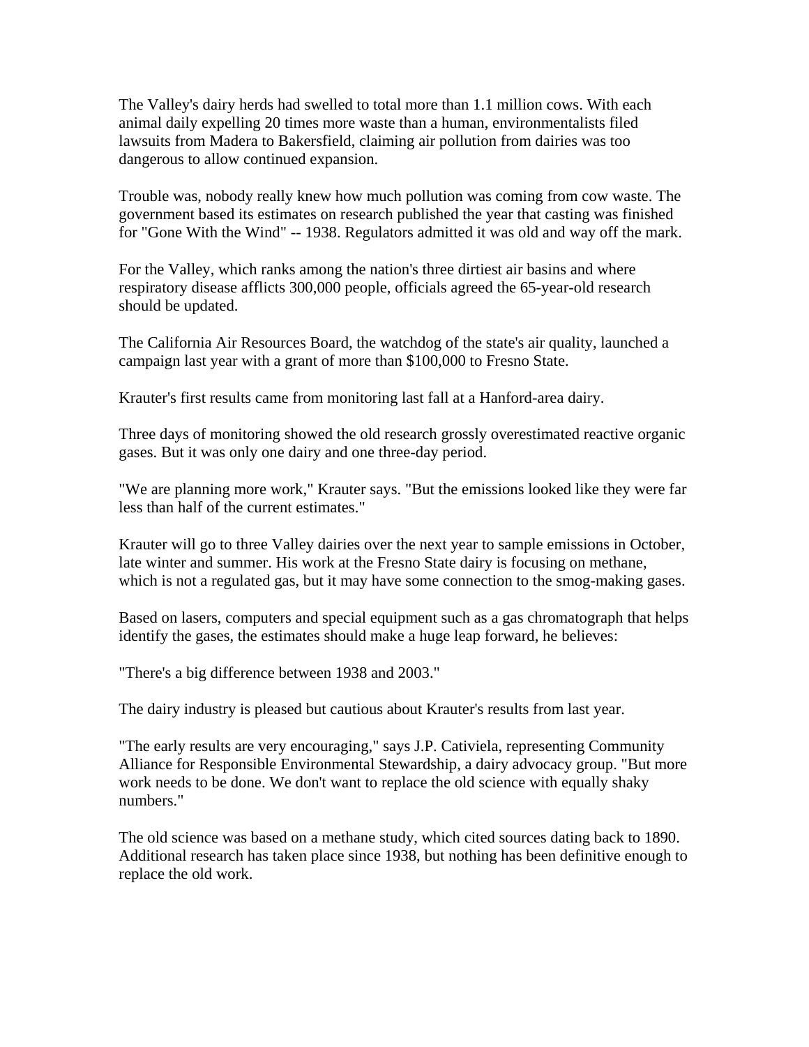The Valley's dairy herds had swelled to total more than 1.1 million cows. With each animal daily expelling 20 times more waste than a human, environmentalists filed lawsuits from Madera to Bakersfield, claiming air pollution from dairies was too dangerous to allow continued expansion.

Trouble was, nobody really knew how much pollution was coming from cow waste. The government based its estimates on research published the year that casting was finished for "Gone With the Wind" -- 1938. Regulators admitted it was old and way off the mark.

For the Valley, which ranks among the nation's three dirtiest air basins and where respiratory disease afflicts 300,000 people, officials agreed the 65-year-old research should be updated.

The California Air Resources Board, the watchdog of the state's air quality, launched a campaign last year with a grant of more than $100,000 to Fresno State.

Krauter's first results came from monitoring last fall at a Hanford-area dairy.

Three days of monitoring showed the old research grossly overestimated reactive organic gases. But it was only one dairy and one three-day period.

"We are planning more work," Krauter says. "But the emissions looked like they were far less than half of the current estimates."

Krauter will go to three Valley dairies over the next year to sample emissions in October, late winter and summer. His work at the Fresno State dairy is focusing on methane, which is not a regulated gas, but it may have some connection to the smog-making gases.

Based on lasers, computers and special equipment such as a gas chromatograph that helps identify the gases, the estimates should make a huge leap forward, he believes:

"There's a big difference between 1938 and 2003."

The dairy industry is pleased but cautious about Krauter's results from last year.

"The early results are very encouraging," says J.P. Cativiela, representing Community Alliance for Responsible Environmental Stewardship, a dairy advocacy group. "But more work needs to be done. We don't want to replace the old science with equally shaky numbers."

The old science was based on a methane study, which cited sources dating back to 1890. Additional research has taken place since 1938, but nothing has been definitive enough to replace the old work.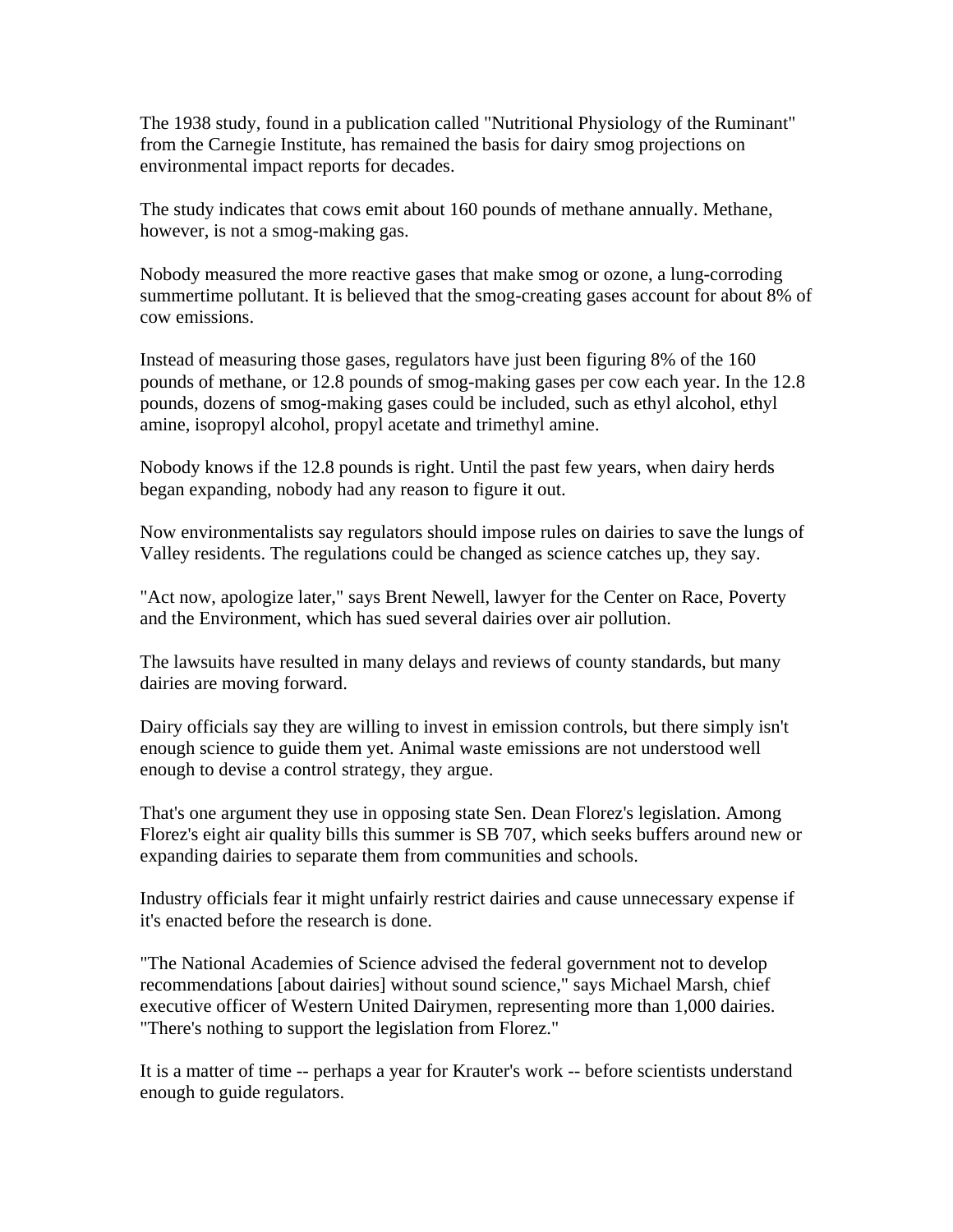The 1938 study, found in a publication called "Nutritional Physiology of the Ruminant" from the Carnegie Institute, has remained the basis for dairy smog projections on environmental impact reports for decades.

The study indicates that cows emit about 160 pounds of methane annually. Methane, however, is not a smog-making gas.

Nobody measured the more reactive gases that make smog or ozone, a lung-corroding summertime pollutant. It is believed that the smog-creating gases account for about 8% of cow emissions.

Instead of measuring those gases, regulators have just been figuring 8% of the 160 pounds of methane, or 12.8 pounds of smog-making gases per cow each year. In the 12.8 pounds, dozens of smog-making gases could be included, such as ethyl alcohol, ethyl amine, isopropyl alcohol, propyl acetate and trimethyl amine.

Nobody knows if the 12.8 pounds is right. Until the past few years, when dairy herds began expanding, nobody had any reason to figure it out.

Now environmentalists say regulators should impose rules on dairies to save the lungs of Valley residents. The regulations could be changed as science catches up, they say.

"Act now, apologize later," says Brent Newell, lawyer for the Center on Race, Poverty and the Environment, which has sued several dairies over air pollution.

The lawsuits have resulted in many delays and reviews of county standards, but many dairies are moving forward.

Dairy officials say they are willing to invest in emission controls, but there simply isn't enough science to guide them yet. Animal waste emissions are not understood well enough to devise a control strategy, they argue.

That's one argument they use in opposing state Sen. Dean Florez's legislation. Among Florez's eight air quality bills this summer is SB 707, which seeks buffers around new or expanding dairies to separate them from communities and schools.

Industry officials fear it might unfairly restrict dairies and cause unnecessary expense if it's enacted before the research is done.

"The National Academies of Science advised the federal government not to develop recommendations [about dairies] without sound science," says Michael Marsh, chief executive officer of Western United Dairymen, representing more than 1,000 dairies. "There's nothing to support the legislation from Florez."

It is a matter of time -- perhaps a year for Krauter's work -- before scientists understand enough to guide regulators.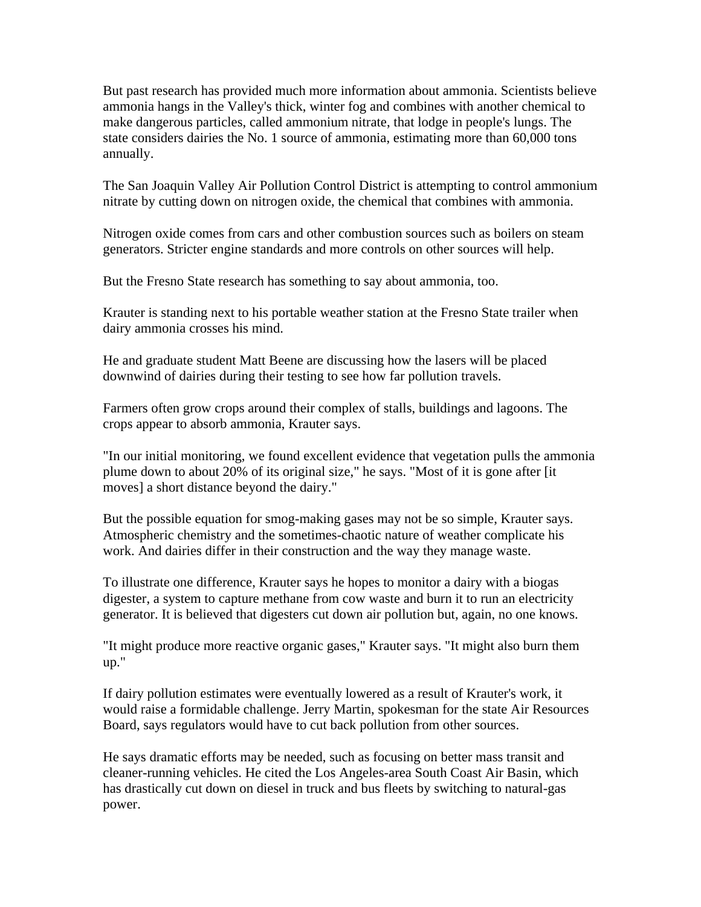But past research has provided much more information about ammonia. Scientists believe ammonia hangs in the Valley's thick, winter fog and combines with another chemical to make dangerous particles, called ammonium nitrate, that lodge in people's lungs. The state considers dairies the No. 1 source of ammonia, estimating more than 60,000 tons annually.

The San Joaquin Valley Air Pollution Control District is attempting to control ammonium nitrate by cutting down on nitrogen oxide, the chemical that combines with ammonia.

Nitrogen oxide comes from cars and other combustion sources such as boilers on steam generators. Stricter engine standards and more controls on other sources will help.

But the Fresno State research has something to say about ammonia, too.

Krauter is standing next to his portable weather station at the Fresno State trailer when dairy ammonia crosses his mind.

He and graduate student Matt Beene are discussing how the lasers will be placed downwind of dairies during their testing to see how far pollution travels.

Farmers often grow crops around their complex of stalls, buildings and lagoons. The crops appear to absorb ammonia, Krauter says.

"In our initial monitoring, we found excellent evidence that vegetation pulls the ammonia plume down to about 20% of its original size," he says. "Most of it is gone after [it moves] a short distance beyond the dairy."

But the possible equation for smog-making gases may not be so simple, Krauter says. Atmospheric chemistry and the sometimes-chaotic nature of weather complicate his work. And dairies differ in their construction and the way they manage waste.

To illustrate one difference, Krauter says he hopes to monitor a dairy with a biogas digester, a system to capture methane from cow waste and burn it to run an electricity generator. It is believed that digesters cut down air pollution but, again, no one knows.

"It might produce more reactive organic gases," Krauter says. "It might also burn them up."

If dairy pollution estimates were eventually lowered as a result of Krauter's work, it would raise a formidable challenge. Jerry Martin, spokesman for the state Air Resources Board, says regulators would have to cut back pollution from other sources.

He says dramatic efforts may be needed, such as focusing on better mass transit and cleaner-running vehicles. He cited the Los Angeles-area South Coast Air Basin, which has drastically cut down on diesel in truck and bus fleets by switching to natural-gas power.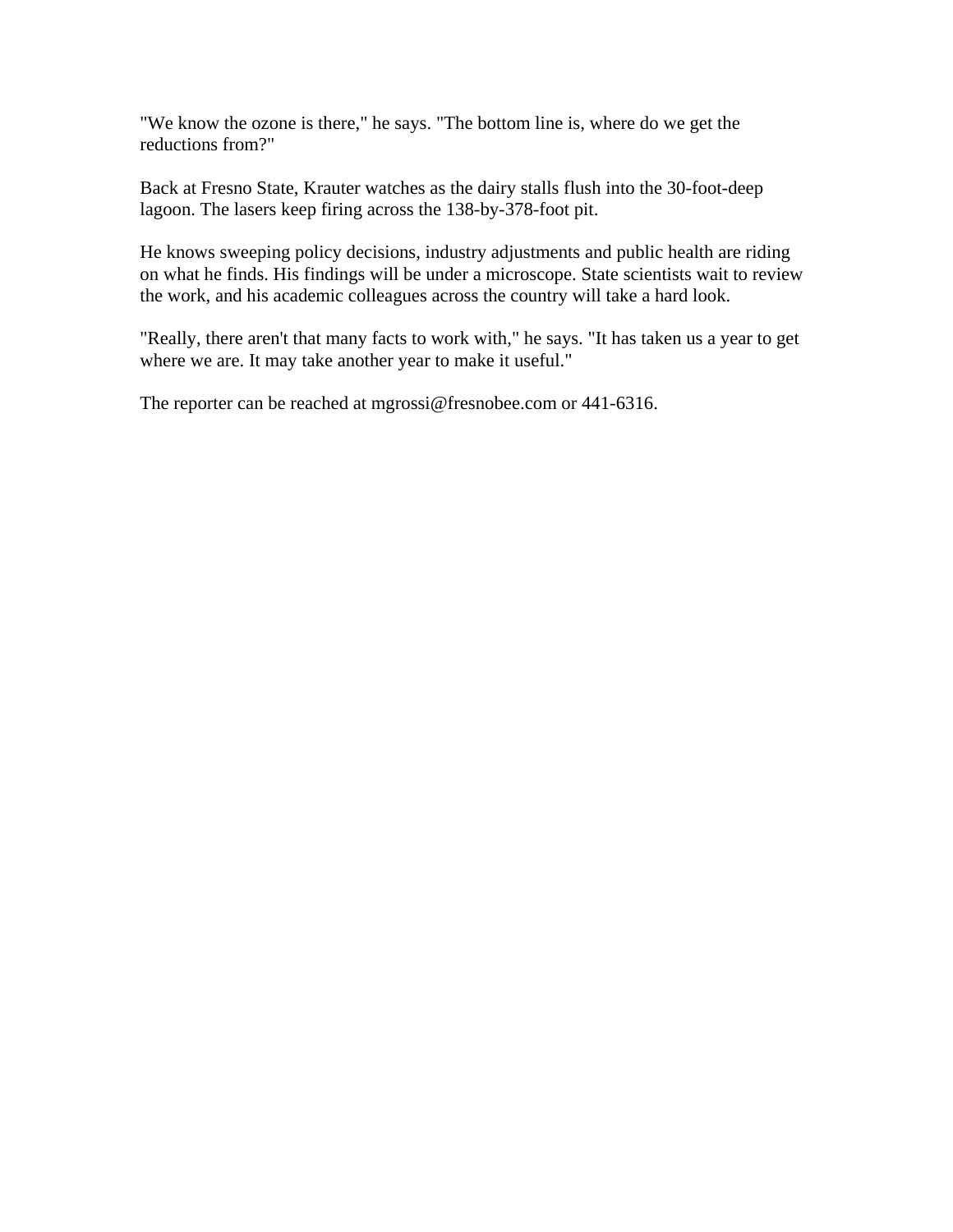"We know the ozone is there," he says. "The bottom line is, where do we get the reductions from?"

Back at Fresno State, Krauter watches as the dairy stalls flush into the 30-foot-deep lagoon. The lasers keep firing across the 138-by-378-foot pit.

He knows sweeping policy decisions, industry adjustments and public health are riding on what he finds. His findings will be under a microscope. State scientists wait to review the work, and his academic colleagues across the country will take a hard look.

"Really, there aren't that many facts to work with," he says. "It has taken us a year to get where we are. It may take another year to make it useful."

The reporter can be reached at mgrossi@fresnobee.com or 441-6316.